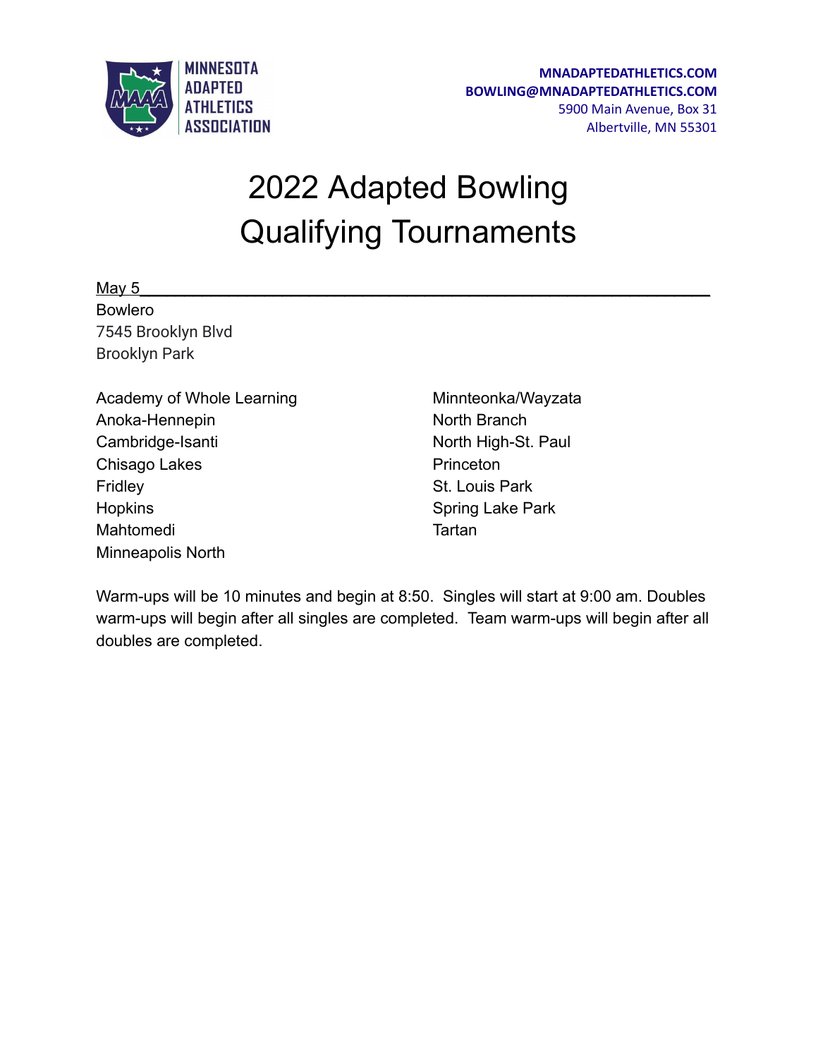MINNESOTA ADAPTED ATHLETICS ASSOCIATION

**MNADAPTEDATHLETICS.COM**
**BOWLING@MNADAPTEDATHLETICS.COM**
5900 Main Avenue, Box 31
Albertville, MN 55301

# 2022 Adapted Bowling Qualifying Tournaments

May 5

Bowlero
7545 Brooklyn Blvd
Brooklyn Park

Academy of Whole Learning
Anoka-Hennepin
Cambridge-Isanti
Chisago Lakes
Fridley
Hopkins
Mahtomedi
Minneapolis North
Minnteonka/Wayzata
North Branch
North High-St. Paul
Princeton
St. Louis Park
Spring Lake Park
Tartan

Warm-ups will be 10 minutes and begin at 8:50. Singles will start at 9:00 am. Doubles warm-ups will begin after all singles are completed. Team warm-ups will begin after all doubles are completed.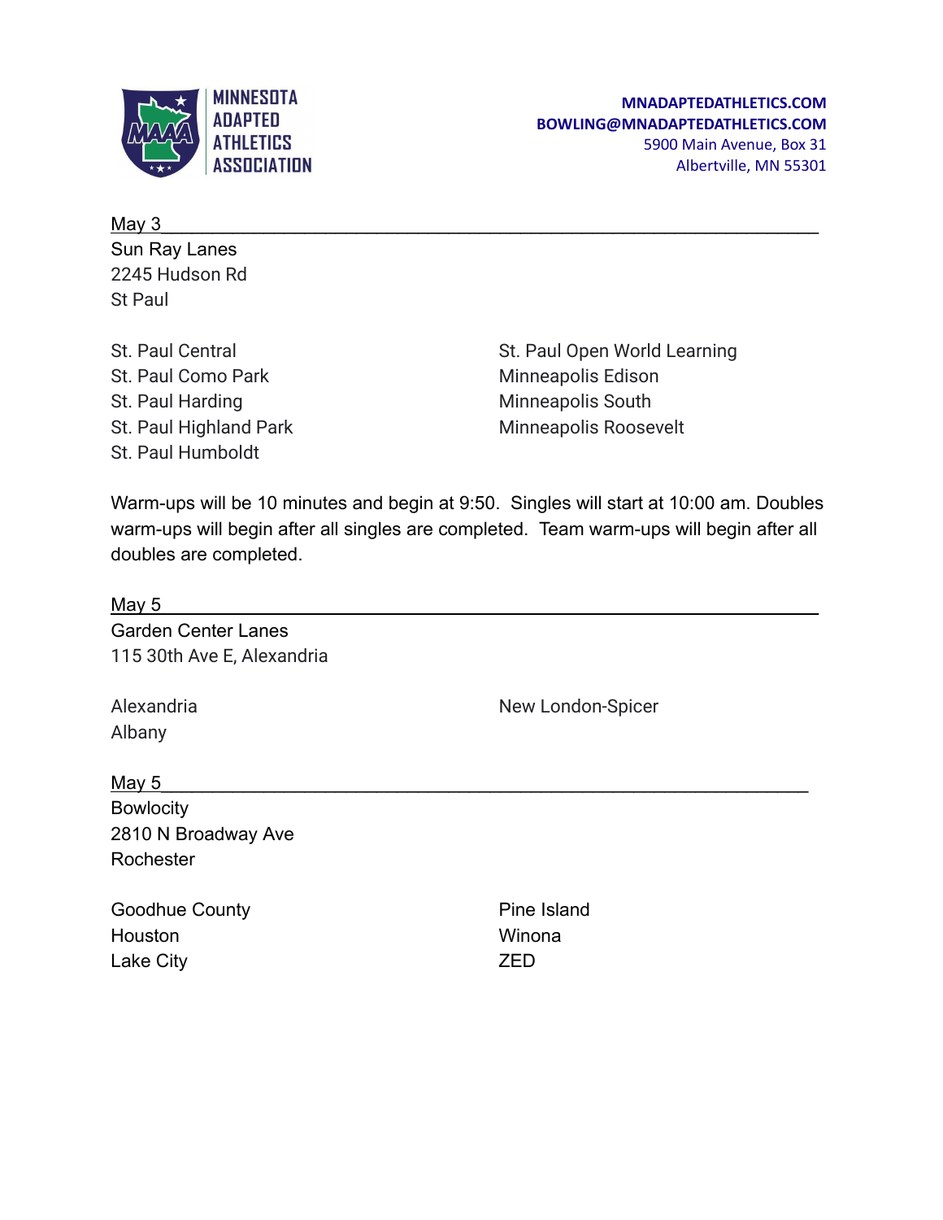MINNESOTA ADAPTED ATHLETICS ASSOCIATION

MNADAPTEDATHLETICS.COM
BOWLING@MNADAPTEDATHLETICS.COM
5900 Main Avenue, Box 31
Albertville, MN 55301

## May 3

Sun Ray Lanes
2245 Hudson Rd
St Paul

St. Paul Central
St. Paul Como Park
St. Paul Harding
St. Paul Highland Park
St. Paul Humboldt
St. Paul Open World Learning
Minneapolis Edison
Minneapolis South
Minneapolis Roosevelt

Warm-ups will be 10 minutes and begin at 9:50. Singles will start at 10:00 am. Doubles warm-ups will begin after all singles are completed. Team warm-ups will begin after all doubles are completed.

## May 5

Garden Center Lanes
115 30th Ave E, Alexandria

Alexandria
Albany
New London-Spicer

## May 5

Bowlocity
2810 N Broadway Ave
Rochester

Goodhue County
Houston
Lake City
Pine Island
Winona
ZED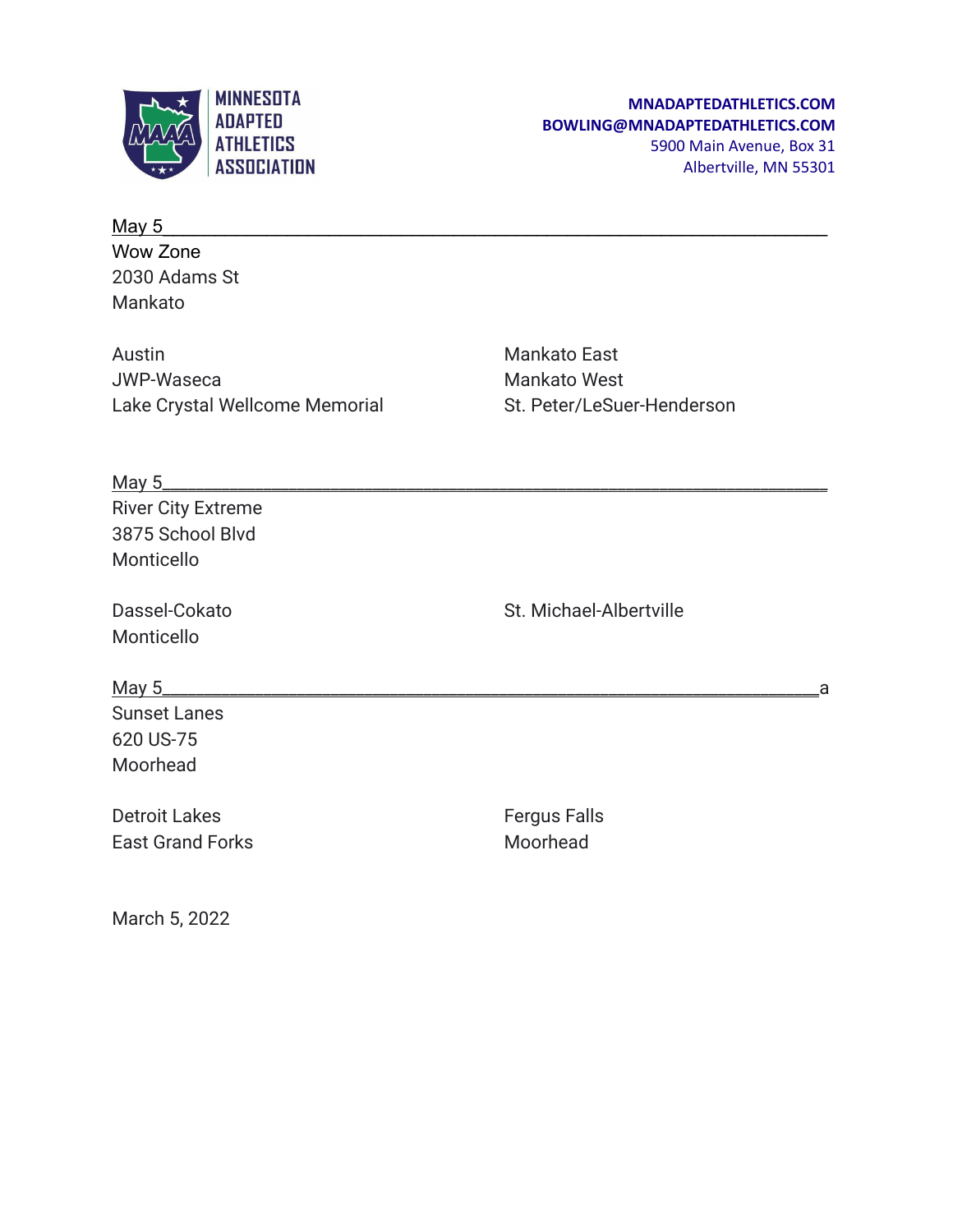MINNESOTA ADAPTED ATHLETICS ASSOCIATION

MNADAPTEDATHLETICS.COM
BOWLING@MNADAPTEDATHLETICS.COM
5900 Main Avenue, Box 31
Albertville, MN 55301

May 5

Wow Zone
2030 Adams St
Mankato

Austin
JWP-Waseca
Lake Crystal Wellcome Memorial
Mankato East
Mankato West
St. Peter/LeSuer-Henderson

May 5

River City Extreme
3875 School Blvd
Monticello

Dassel-Cokato
Monticello
St. Michael-Albertville

May 5 a

Sunset Lanes
620 US-75
Moorhead

Detroit Lakes
East Grand Forks
Fergus Falls
Moorhead

March 5, 2022